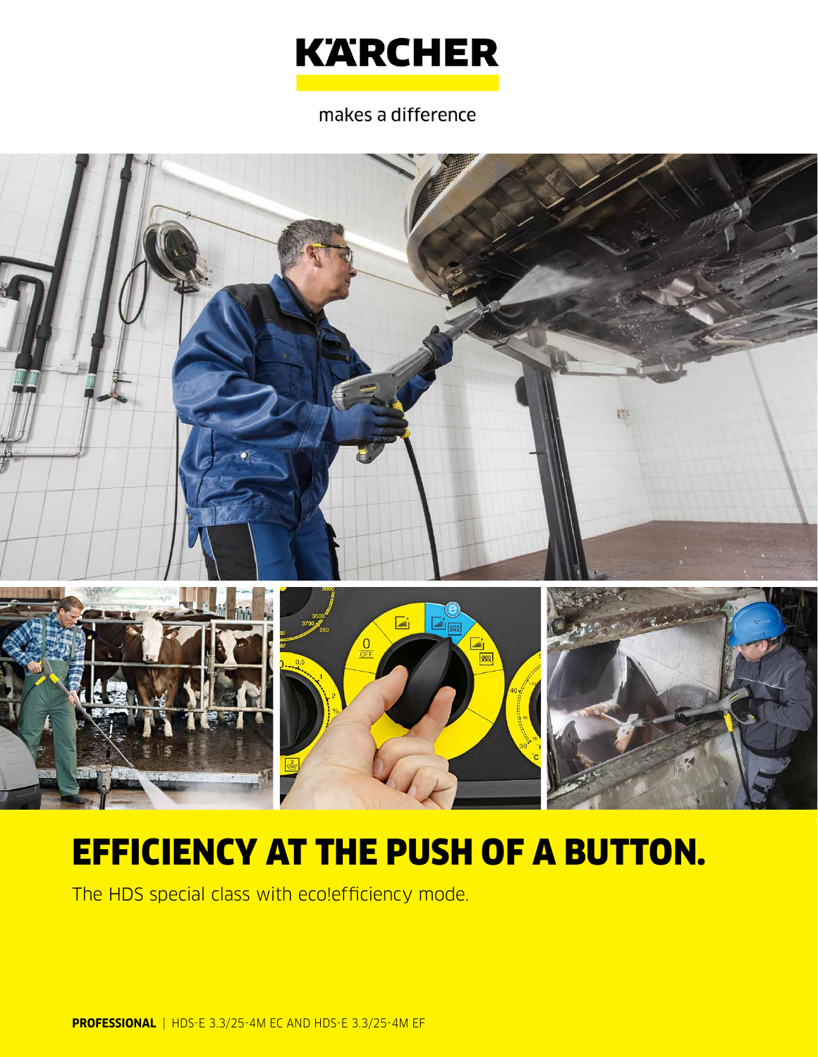KÄRCHER

makes a difference

# EFFICIENCY AT THE PUSH OF A BUTTON.

The HDS special class with eco!efficiency mode.

**PROFESSIONAL** | HDS-E 3.3/25-4M EC AND HDS-E 3.3/25-4M EF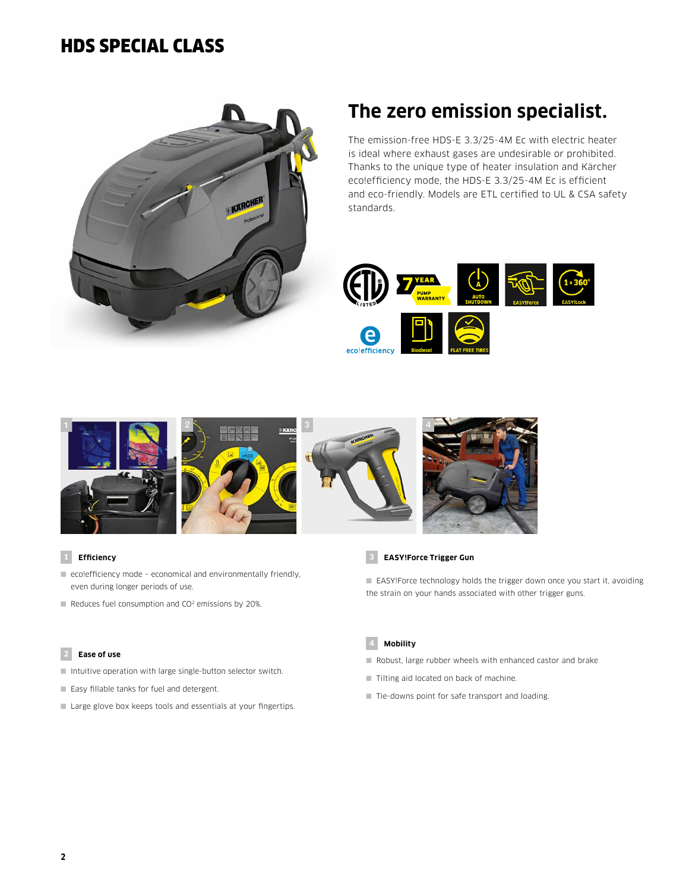# HDS SPECIAL CLASS

## The zero emission specialist.

The emission-free HDS-E 3.3/25-4M Ec with electric heater is ideal where exhaust gases are undesirable or prohibited. Thanks to the unique type of heater insulation and Kärcher eco!efficiency mode, the HDS-E 3.3/25-4M Ec is efficient and eco-friendly. Models are ETL certified to UL & CSA safety standards.

### 1 Efficiency

- eco!efficiency mode – economical and environmentally friendly, even during longer periods of use.
- Reduces fuel consumption and $CO^2$ emissions by 20%.

### 2 Ease of use

- Intuitive operation with large single-button selector switch.
- Easy fillable tanks for fuel and detergent.
- Large glove box keeps tools and essentials at your fingertips.

### 3 EASY!Force Trigger Gun

- EASY!Force technology holds the trigger down once you start it, avoiding the strain on your hands associated with other trigger guns.

### 4 Mobility

- Robust, large rubber wheels with enhanced castor and brake.
- Tilting aid located on back of machine.
- Tie-downs point for safe transport and loading.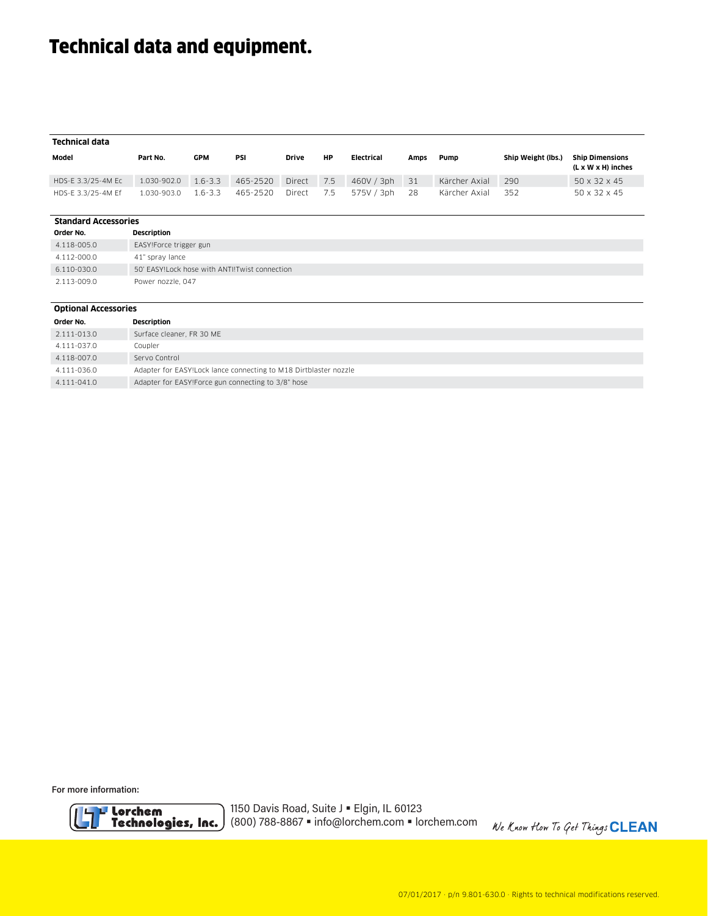# Technical data and equipment.

**Technical data**

| Model | Part No. | GPM | PSI | Drive | HP | Electrical | Amps | Pump | Ship Weight (lbs.) | Ship Dimensions (L x W x H) inches |
|---|---|---|---|---|---|---|---|---|---|---|
| HDS-E 3.3/25-4M Ec | 1.030-902.0 | 1.6-3.3 | 465-2520 | Direct | 7.5 | 460V / 3ph | 31 | Kärcher Axial | 290 | 50 x 32 x 45 |
| HDS-E 3.3/25-4M Ef | 1.030-903.0 | 1.6-3.3 | 465-2520 | Direct | 7.5 | 575V / 3ph | 28 | Kärcher Axial | 352 | 50 x 32 x 45 |

**Standard Accessories**

| Order No. | Description |
|---|---|
| 4.118-005.0 | EASY!Force trigger gun |
| 4.112-000.0 | 41" spray lance |
| 6.110-030.0 | 50' EASY!Lock hose with ANTI!Twist connection |
| 2.113-009.0 | Power nozzle, 047 |

**Optional Accessories**

| Order No. | Description |
|---|---|
| 2.111-013.0 | Surface cleaner, FR 30 ME |
| 4.111-037.0 | Coupler |
| 4.118-007.0 | Servo Control |
| 4.111-036.0 | Adapter for EASY!Lock lance connecting to M18 Dirtblaster nozzle |
| 4.111-041.0 | Adapter for EASY!Force gun connecting to 3/8" hose |

**For more information:**

Lorchem Technologies, Inc.
1150 Davis Road, Suite J ▪ Elgin, IL 60123
(800) 788-8867 ▪ info@lorchem.com ▪ lorchem.com

We Know How To Get Things **CLEAN**

07/01/2017 · p/n 9.801-630.0 · Rights to technical modifications reserved.